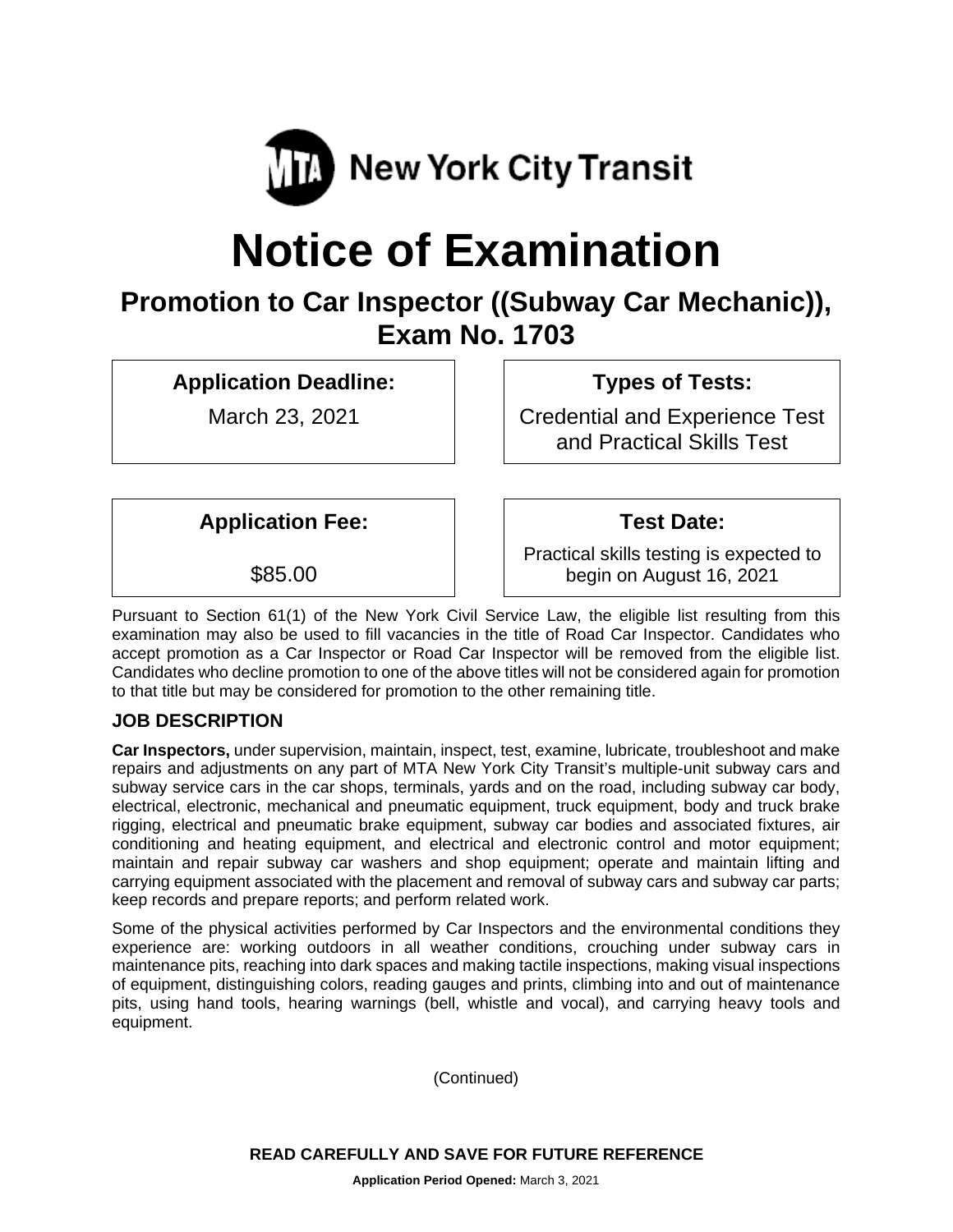MTA New York City Transit

# Notice of Examination

## Promotion to Car Inspector ((Subway Car Mechanic)), Exam No. 1703

| Application Deadline: | Types of Tests: |
| --- | --- |
| March 23, 2021 | Credential and Experience Test and Practical Skills Test |

| Application Fee: | Test Date: |
| --- | --- |
| $85.00 | Practical skills testing is expected to begin on August 16, 2021 |

Pursuant to Section 61(1) of the New York Civil Service Law, the eligible list resulting from this examination may also be used to fill vacancies in the title of Road Car Inspector. Candidates who accept promotion as a Car Inspector or Road Car Inspector will be removed from the eligible list. Candidates who decline promotion to one of the above titles will not be considered again for promotion to that title but may be considered for promotion to the other remaining title.

### JOB DESCRIPTION

**Car Inspectors,** under supervision, maintain, inspect, test, examine, lubricate, troubleshoot and make repairs and adjustments on any part of MTA New York City Transit's multiple-unit subway cars and subway service cars in the car shops, terminals, yards and on the road, including subway car body, electrical, electronic, mechanical and pneumatic equipment, truck equipment, body and truck brake rigging, electrical and pneumatic brake equipment, subway car bodies and associated fixtures, air conditioning and heating equipment, and electrical and electronic control and motor equipment; maintain and repair subway car washers and shop equipment; operate and maintain lifting and carrying equipment associated with the placement and removal of subway cars and subway car parts; keep records and prepare reports; and perform related work.

Some of the physical activities performed by Car Inspectors and the environmental conditions they experience are: working outdoors in all weather conditions, crouching under subway cars in maintenance pits, reaching into dark spaces and making tactile inspections, making visual inspections of equipment, distinguishing colors, reading gauges and prints, climbing into and out of maintenance pits, using hand tools, hearing warnings (bell, whistle and vocal), and carrying heavy tools and equipment.

(Continued)

**READ CAREFULLY AND SAVE FOR FUTURE REFERENCE**

**Application Period Opened:** March 3, 2021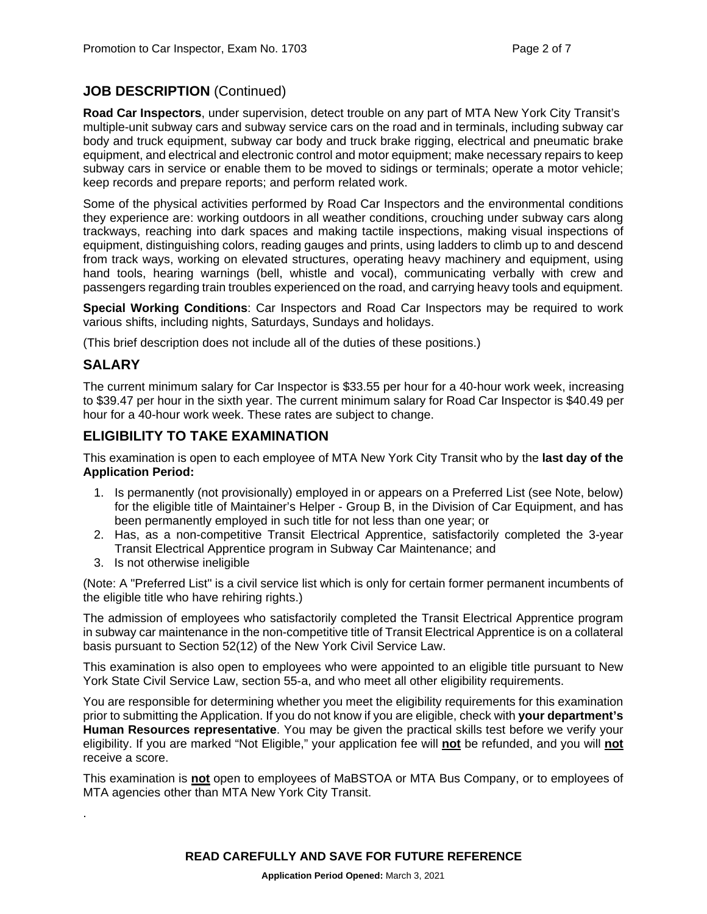## JOB DESCRIPTION (Continued)

**Road Car Inspectors**, under supervision, detect trouble on any part of MTA New York City Transit's multiple-unit subway cars and subway service cars on the road and in terminals, including subway car body and truck equipment, subway car body and truck brake rigging, electrical and pneumatic brake equipment, and electrical and electronic control and motor equipment; make necessary repairs to keep subway cars in service or enable them to be moved to sidings or terminals; operate a motor vehicle; keep records and prepare reports; and perform related work.

Some of the physical activities performed by Road Car Inspectors and the environmental conditions they experience are: working outdoors in all weather conditions, crouching under subway cars along trackways, reaching into dark spaces and making tactile inspections, making visual inspections of equipment, distinguishing colors, reading gauges and prints, using ladders to climb up to and descend from track ways, working on elevated structures, operating heavy machinery and equipment, using hand tools, hearing warnings (bell, whistle and vocal), communicating verbally with crew and passengers regarding train troubles experienced on the road, and carrying heavy tools and equipment.

**Special Working Conditions**: Car Inspectors and Road Car Inspectors may be required to work various shifts, including nights, Saturdays, Sundays and holidays.

(This brief description does not include all of the duties of these positions.)

## SALARY

The current minimum salary for Car Inspector is $33.55 per hour for a 40-hour work week, increasing to $39.47 per hour in the sixth year. The current minimum salary for Road Car Inspector is $40.49 per hour for a 40-hour work week. These rates are subject to change.

## ELIGIBILITY TO TAKE EXAMINATION

This examination is open to each employee of MTA New York City Transit who by the **last day of the Application Period:**

1. Is permanently (not provisionally) employed in or appears on a Preferred List (see Note, below) for the eligible title of Maintainer's Helper - Group B, in the Division of Car Equipment, and has been permanently employed in such title for not less than one year; or
2. Has, as a non-competitive Transit Electrical Apprentice, satisfactorily completed the 3-year Transit Electrical Apprentice program in Subway Car Maintenance; and
3. Is not otherwise ineligible

(Note: A "Preferred List" is a civil service list which is only for certain former permanent incumbents of the eligible title who have rehiring rights.)

The admission of employees who satisfactorily completed the Transit Electrical Apprentice program in subway car maintenance in the non-competitive title of Transit Electrical Apprentice is on a collateral basis pursuant to Section 52(12) of the New York Civil Service Law.

This examination is also open to employees who were appointed to an eligible title pursuant to New York State Civil Service Law, section 55-a, and who meet all other eligibility requirements.

You are responsible for determining whether you meet the eligibility requirements for this examination prior to submitting the Application. If you do not know if you are eligible, check with **your department's Human Resources representative**. You may be given the practical skills test before we verify your eligibility. If you are marked "Not Eligible," your application fee will **not** be refunded, and you will **not** receive a score.

This examination is **not** open to employees of MaBSTOA or MTA Bus Company, or to employees of MTA agencies other than MTA New York City Transit.

.

**READ CAREFULLY AND SAVE FOR FUTURE REFERENCE**

**Application Period Opened:** March 3, 2021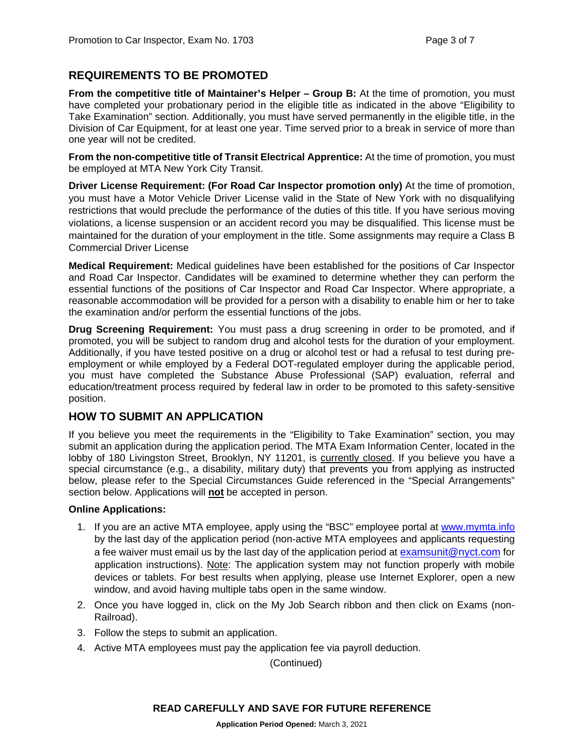## REQUIREMENTS TO BE PROMOTED

**From the competitive title of Maintainer's Helper – Group B:** At the time of promotion, you must have completed your probationary period in the eligible title as indicated in the above "Eligibility to Take Examination" section. Additionally, you must have served permanently in the eligible title, in the Division of Car Equipment, for at least one year. Time served prior to a break in service of more than one year will not be credited.

**From the non-competitive title of Transit Electrical Apprentice:** At the time of promotion, you must be employed at MTA New York City Transit.

**Driver License Requirement: (For Road Car Inspector promotion only)** At the time of promotion, you must have a Motor Vehicle Driver License valid in the State of New York with no disqualifying restrictions that would preclude the performance of the duties of this title. If you have serious moving violations, a license suspension or an accident record you may be disqualified. This license must be maintained for the duration of your employment in the title. Some assignments may require a Class B Commercial Driver License

**Medical Requirement:** Medical guidelines have been established for the positions of Car Inspector and Road Car Inspector. Candidates will be examined to determine whether they can perform the essential functions of the positions of Car Inspector and Road Car Inspector. Where appropriate, a reasonable accommodation will be provided for a person with a disability to enable him or her to take the examination and/or perform the essential functions of the jobs.

**Drug Screening Requirement:** You must pass a drug screening in order to be promoted, and if promoted, you will be subject to random drug and alcohol tests for the duration of your employment. Additionally, if you have tested positive on a drug or alcohol test or had a refusal to test during pre-employment or while employed by a Federal DOT-regulated employer during the applicable period, you must have completed the Substance Abuse Professional (SAP) evaluation, referral and education/treatment process required by federal law in order to be promoted to this safety-sensitive position.

## HOW TO SUBMIT AN APPLICATION

If you believe you meet the requirements in the "Eligibility to Take Examination" section, you may submit an application during the application period. The MTA Exam Information Center, located in the lobby of 180 Livingston Street, Brooklyn, NY 11201, is currently closed. If you believe you have a special circumstance (e.g., a disability, military duty) that prevents you from applying as instructed below, please refer to the Special Circumstances Guide referenced in the "Special Arrangements" section below. Applications will **not** be accepted in person.

**Online Applications:**

1. If you are an active MTA employee, apply using the "BSC" employee portal at [www.mymta.info](http://www.mymta.info) by the last day of the application period (non-active MTA employees and applicants requesting a fee waiver must email us by the last day of the application period at [examsunit@nyct.com](mailto:examsunit@nyct.com) for application instructions). Note: The application system may not function properly with mobile devices or tablets. For best results when applying, please use Internet Explorer, open a new window, and avoid having multiple tabs open in the same window.
2. Once you have logged in, click on the My Job Search ribbon and then click on Exams (non-Railroad).
3. Follow the steps to submit an application.
4. Active MTA employees must pay the application fee via payroll deduction.

(Continued)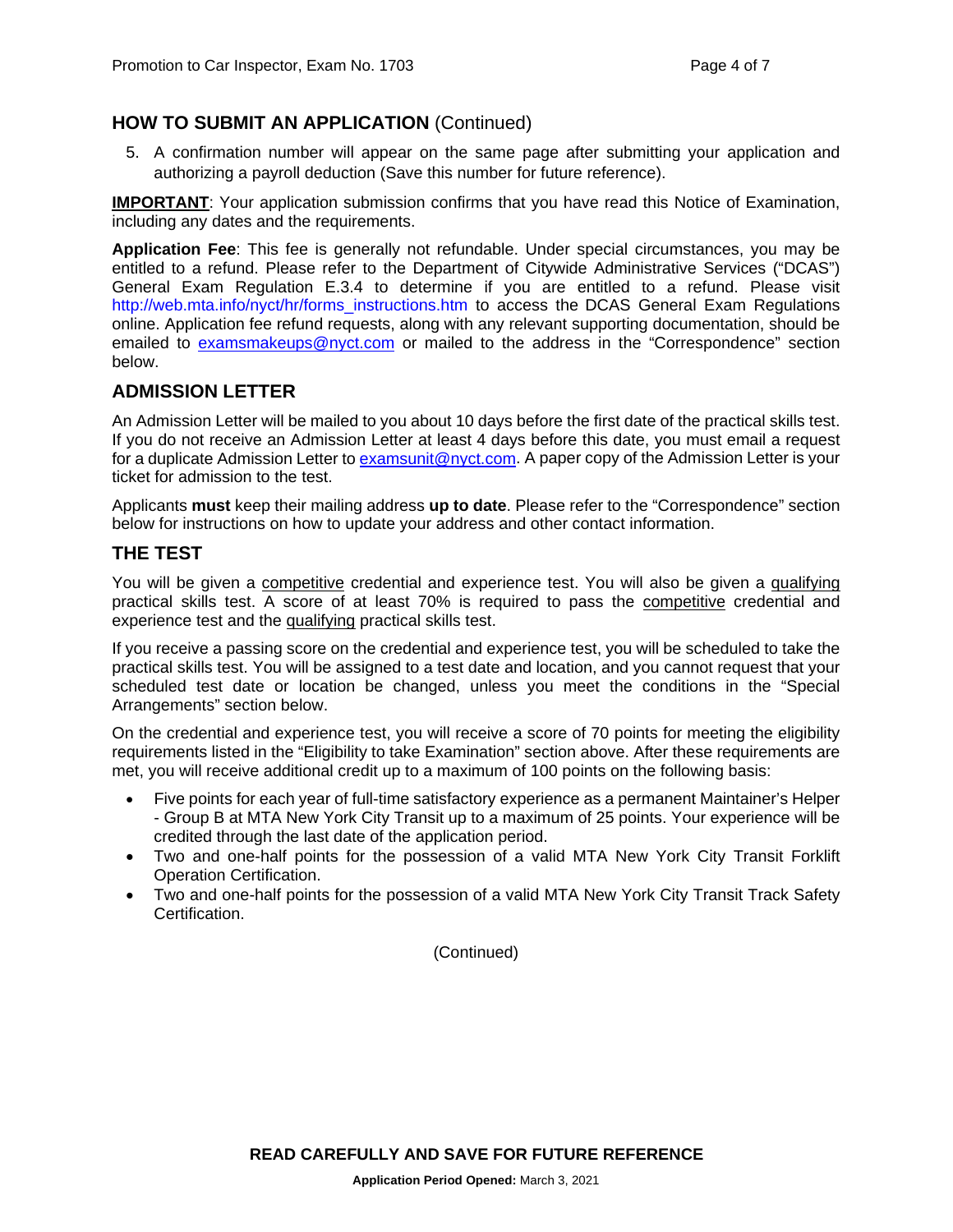## HOW TO SUBMIT AN APPLICATION (Continued)

5. A confirmation number will appear on the same page after submitting your application and authorizing a payroll deduction (Save this number for future reference).

**IMPORTANT**: Your application submission confirms that you have read this Notice of Examination, including any dates and the requirements.

**Application Fee**: This fee is generally not refundable. Under special circumstances, you may be entitled to a refund. Please refer to the Department of Citywide Administrative Services ("DCAS") General Exam Regulation E.3.4 to determine if you are entitled to a refund. Please visit http://web.mta.info/nyct/hr/forms_instructions.htm to access the DCAS General Exam Regulations online. Application fee refund requests, along with any relevant supporting documentation, should be emailed to examsmakeups@nyct.com or mailed to the address in the "Correspondence" section below.

## ADMISSION LETTER

An Admission Letter will be mailed to you about 10 days before the first date of the practical skills test. If you do not receive an Admission Letter at least 4 days before this date, you must email a request for a duplicate Admission Letter to examsunit@nyct.com. A paper copy of the Admission Letter is your ticket for admission to the test.

Applicants **must** keep their mailing address **up to date**. Please refer to the "Correspondence" section below for instructions on how to update your address and other contact information.

## THE TEST

You will be given a competitive credential and experience test. You will also be given a qualifying practical skills test. A score of at least 70% is required to pass the competitive credential and experience test and the qualifying practical skills test.

If you receive a passing score on the credential and experience test, you will be scheduled to take the practical skills test. You will be assigned to a test date and location, and you cannot request that your scheduled test date or location be changed, unless you meet the conditions in the "Special Arrangements" section below.

On the credential and experience test, you will receive a score of 70 points for meeting the eligibility requirements listed in the "Eligibility to take Examination" section above. After these requirements are met, you will receive additional credit up to a maximum of 100 points on the following basis:

- Five points for each year of full-time satisfactory experience as a permanent Maintainer's Helper - Group B at MTA New York City Transit up to a maximum of 25 points. Your experience will be credited through the last date of the application period.
- Two and one-half points for the possession of a valid MTA New York City Transit Forklift Operation Certification.
- Two and one-half points for the possession of a valid MTA New York City Transit Track Safety Certification.

(Continued)

**READ CAREFULLY AND SAVE FOR FUTURE REFERENCE**

**Application Period Opened:** March 3, 2021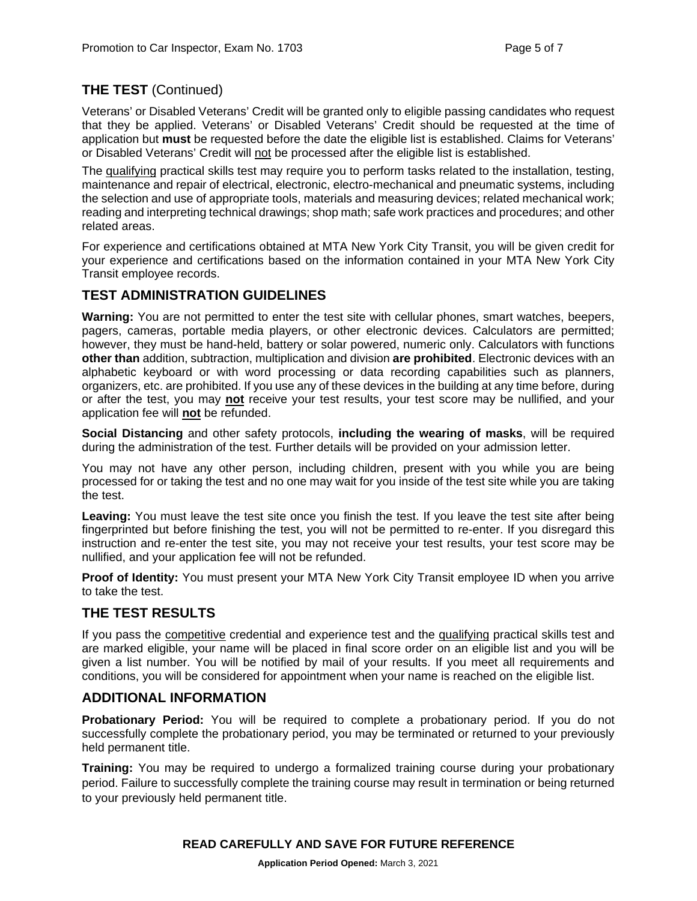## THE TEST (Continued)

Veterans' or Disabled Veterans' Credit will be granted only to eligible passing candidates who request that they be applied. Veterans' or Disabled Veterans' Credit should be requested at the time of application but **must** be requested before the date the eligible list is established. Claims for Veterans' or Disabled Veterans' Credit will not be processed after the eligible list is established.

The qualifying practical skills test may require you to perform tasks related to the installation, testing, maintenance and repair of electrical, electronic, electro-mechanical and pneumatic systems, including the selection and use of appropriate tools, materials and measuring devices; related mechanical work; reading and interpreting technical drawings; shop math; safe work practices and procedures; and other related areas.

For experience and certifications obtained at MTA New York City Transit, you will be given credit for your experience and certifications based on the information contained in your MTA New York City Transit employee records.

## TEST ADMINISTRATION GUIDELINES

**Warning:** You are not permitted to enter the test site with cellular phones, smart watches, beepers, pagers, cameras, portable media players, or other electronic devices. Calculators are permitted; however, they must be hand-held, battery or solar powered, numeric only. Calculators with functions **other than** addition, subtraction, multiplication and division **are prohibited**. Electronic devices with an alphabetic keyboard or with word processing or data recording capabilities such as planners, organizers, etc. are prohibited. If you use any of these devices in the building at any time before, during or after the test, you may **not** receive your test results, your test score may be nullified, and your application fee will **not** be refunded.

**Social Distancing** and other safety protocols, **including the wearing of masks**, will be required during the administration of the test. Further details will be provided on your admission letter.

You may not have any other person, including children, present with you while you are being processed for or taking the test and no one may wait for you inside of the test site while you are taking the test.

**Leaving:** You must leave the test site once you finish the test. If you leave the test site after being fingerprinted but before finishing the test, you will not be permitted to re-enter. If you disregard this instruction and re-enter the test site, you may not receive your test results, your test score may be nullified, and your application fee will not be refunded.

**Proof of Identity:** You must present your MTA New York City Transit employee ID when you arrive to take the test.

## THE TEST RESULTS

If you pass the competitive credential and experience test and the qualifying practical skills test and are marked eligible, your name will be placed in final score order on an eligible list and you will be given a list number. You will be notified by mail of your results. If you meet all requirements and conditions, you will be considered for appointment when your name is reached on the eligible list.

## ADDITIONAL INFORMATION

**Probationary Period:** You will be required to complete a probationary period. If you do not successfully complete the probationary period, you may be terminated or returned to your previously held permanent title.

**Training:** You may be required to undergo a formalized training course during your probationary period. Failure to successfully complete the training course may result in termination or being returned to your previously held permanent title.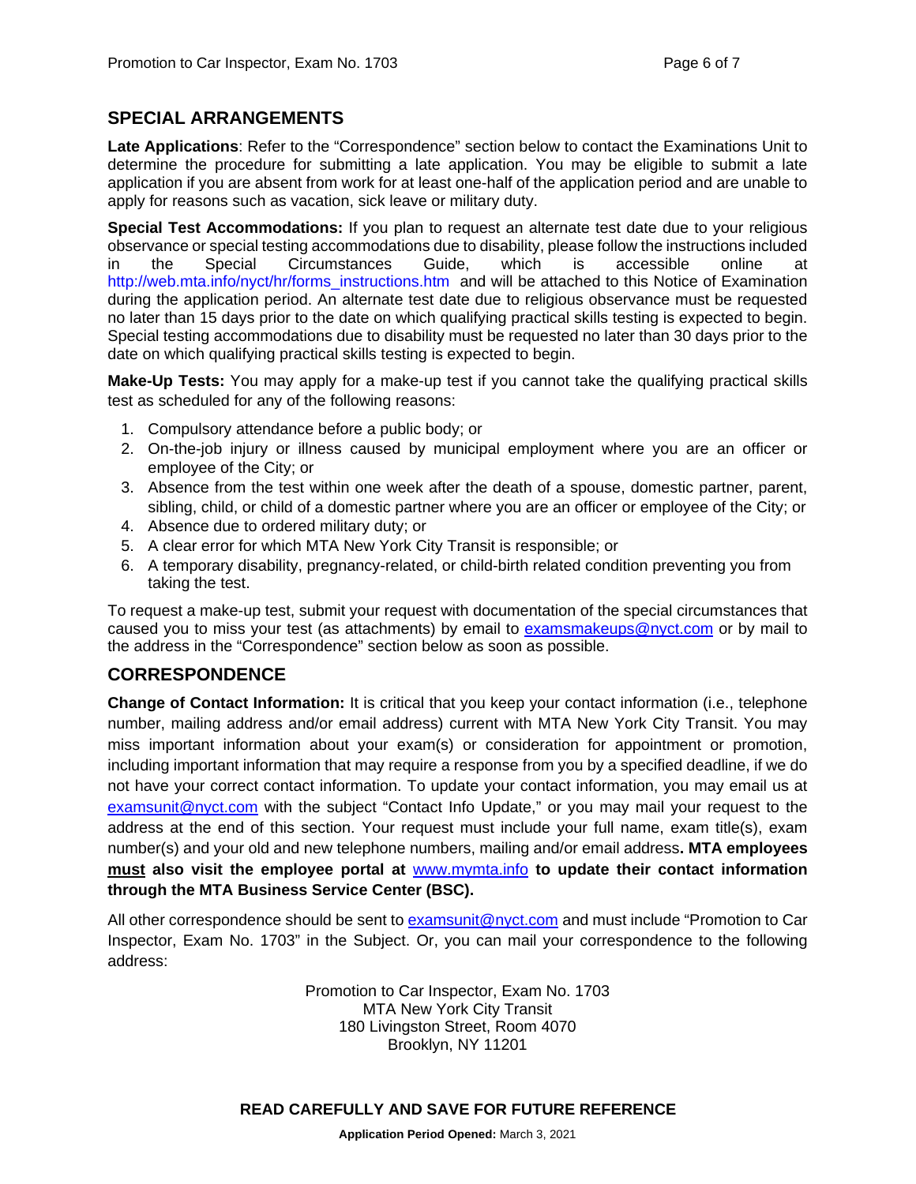## SPECIAL ARRANGEMENTS

**Late Applications**: Refer to the "Correspondence" section below to contact the Examinations Unit to determine the procedure for submitting a late application. You may be eligible to submit a late application if you are absent from work for at least one-half of the application period and are unable to apply for reasons such as vacation, sick leave or military duty.

**Special Test Accommodations:** If you plan to request an alternate test date due to your religious observance or special testing accommodations due to disability, please follow the instructions included in the Special Circumstances Guide, which is accessible online at http://web.mta.info/nyct/hr/forms_instructions.htm and will be attached to this Notice of Examination during the application period. An alternate test date due to religious observance must be requested no later than 15 days prior to the date on which qualifying practical skills testing is expected to begin. Special testing accommodations due to disability must be requested no later than 30 days prior to the date on which qualifying practical skills testing is expected to begin.

**Make-Up Tests:** You may apply for a make-up test if you cannot take the qualifying practical skills test as scheduled for any of the following reasons:

1. Compulsory attendance before a public body; or
2. On-the-job injury or illness caused by municipal employment where you are an officer or employee of the City; or
3. Absence from the test within one week after the death of a spouse, domestic partner, parent, sibling, child, or child of a domestic partner where you are an officer or employee of the City; or
4. Absence due to ordered military duty; or
5. A clear error for which MTA New York City Transit is responsible; or
6. A temporary disability, pregnancy-related, or child-birth related condition preventing you from taking the test.

To request a make-up test, submit your request with documentation of the special circumstances that caused you to miss your test (as attachments) by email to examsmakeups@nyct.com or by mail to the address in the "Correspondence" section below as soon as possible.

## CORRESPONDENCE

**Change of Contact Information:** It is critical that you keep your contact information (i.e., telephone number, mailing address and/or email address) current with MTA New York City Transit. You may miss important information about your exam(s) or consideration for appointment or promotion, including important information that may require a response from you by a specified deadline, if we do not have your correct contact information. To update your contact information, you may email us at examsunit@nyct.com with the subject "Contact Info Update," or you may mail your request to the address at the end of this section. Your request must include your full name, exam title(s), exam number(s) and your old and new telephone numbers, mailing and/or email address**. MTA employees <u>must</u> also visit the employee portal at www.mymta.info to update their contact information through the MTA Business Service Center (BSC).**

All other correspondence should be sent to examsunit@nyct.com and must include "Promotion to Car Inspector, Exam No. 1703" in the Subject. Or, you can mail your correspondence to the following address:

Promotion to Car Inspector, Exam No. 1703
MTA New York City Transit
180 Livingston Street, Room 4070
Brooklyn, NY 11201

**READ CAREFULLY AND SAVE FOR FUTURE REFERENCE**

**Application Period Opened:** March 3, 2021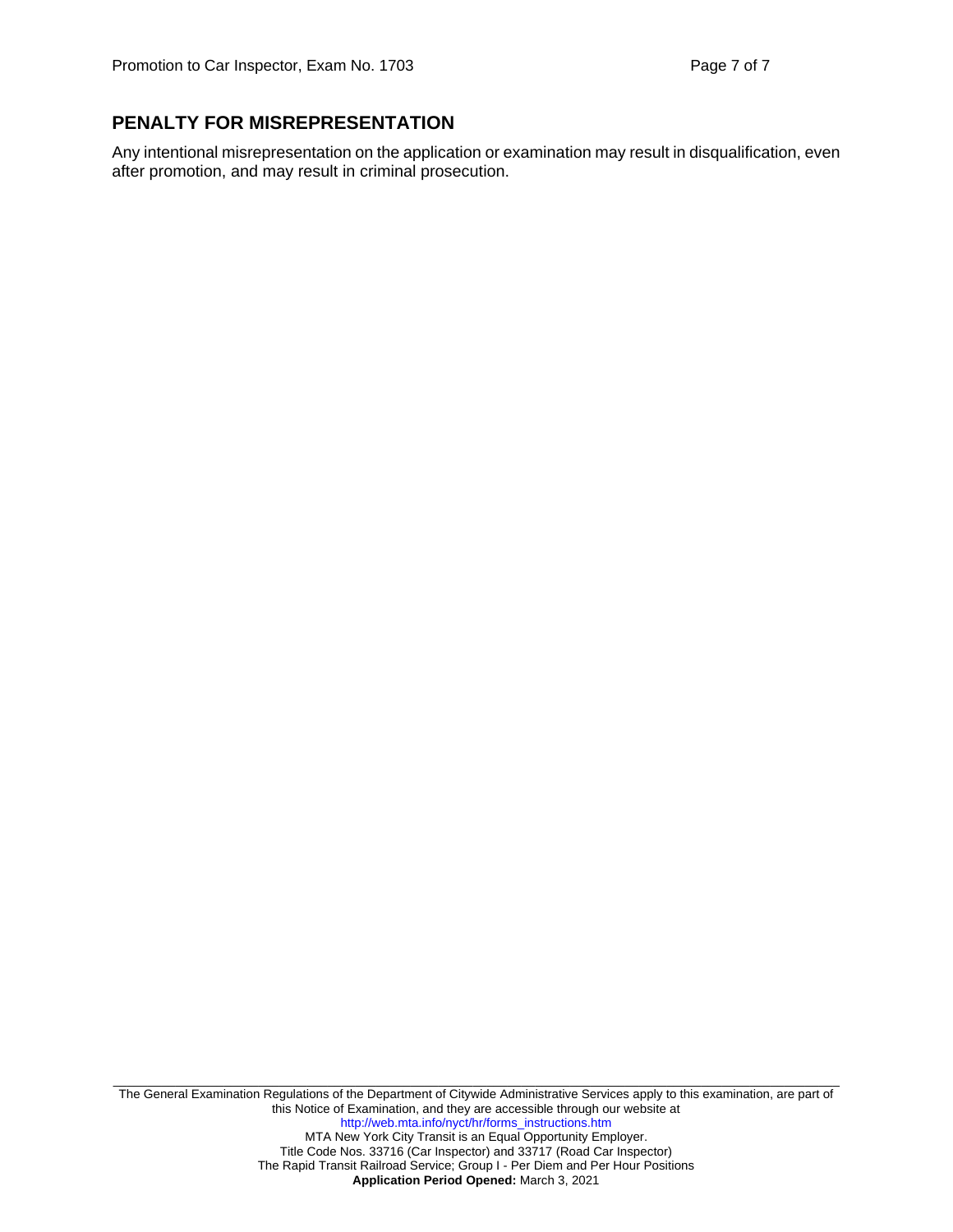## PENALTY FOR MISREPRESENTATION

Any intentional misrepresentation on the application or examination may result in disqualification, even after promotion, and may result in criminal prosecution.